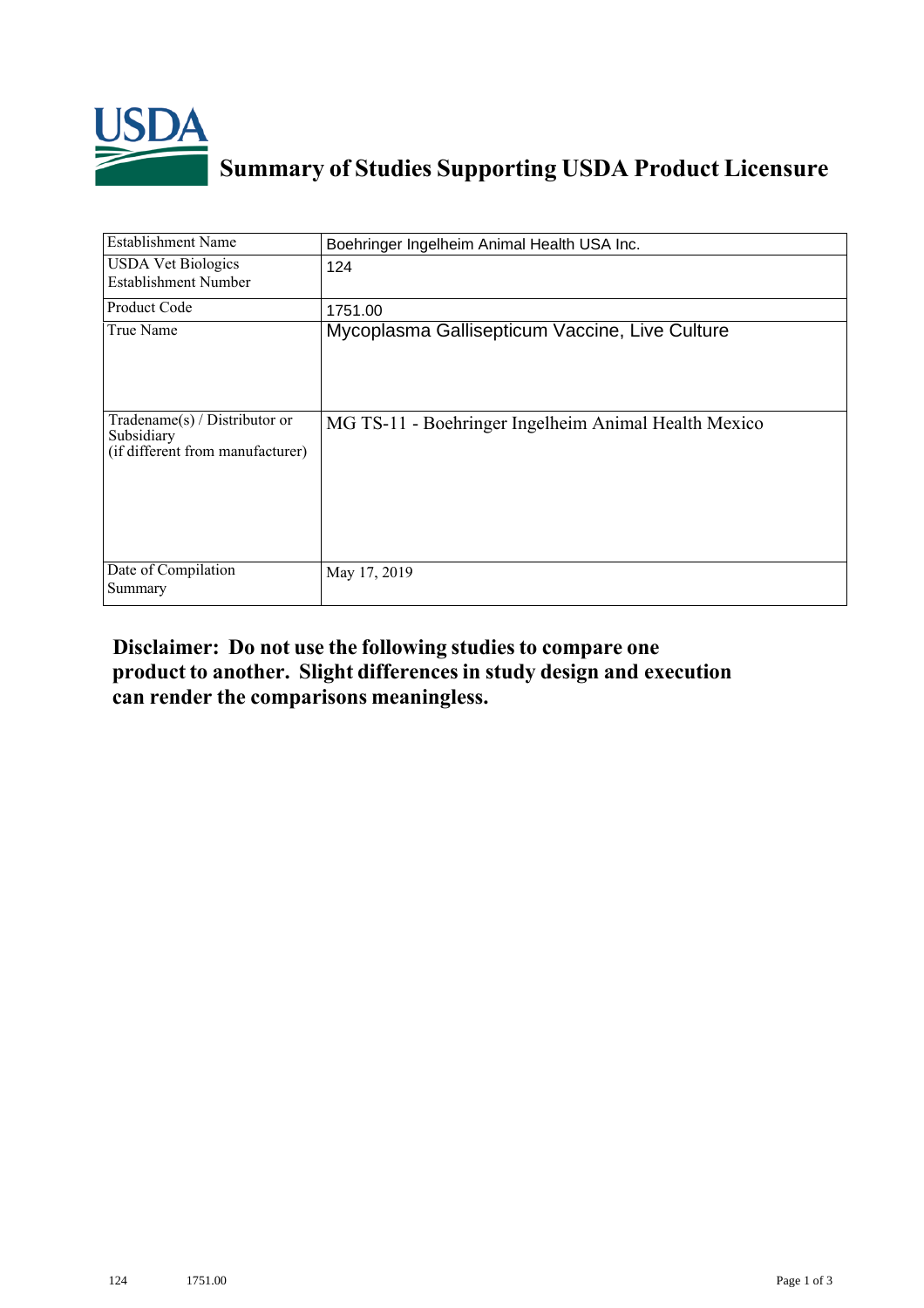# Summary of Studies Supporting USDA Product Licensure

| Establishment Name | Boehringer Ingelheim Animal Health USA Inc. |
|---|---|
| USDA Vet Biologics Establishment Number | 124 |
| Product Code | 1751.00 |
| True Name | Mycoplasma Gallisepticum Vaccine, Live Culture |
| Tradename(s) / Distributor or Subsidiary (if different from manufacturer) | MG TS-11 - Boehringer Ingelheim Animal Health Mexico |
| Date of Compilation Summary | May 17, 2019 |

**Disclaimer: Do not use the following studies to compare one product to another. Slight differences in study design and execution can render the comparisons meaningless.**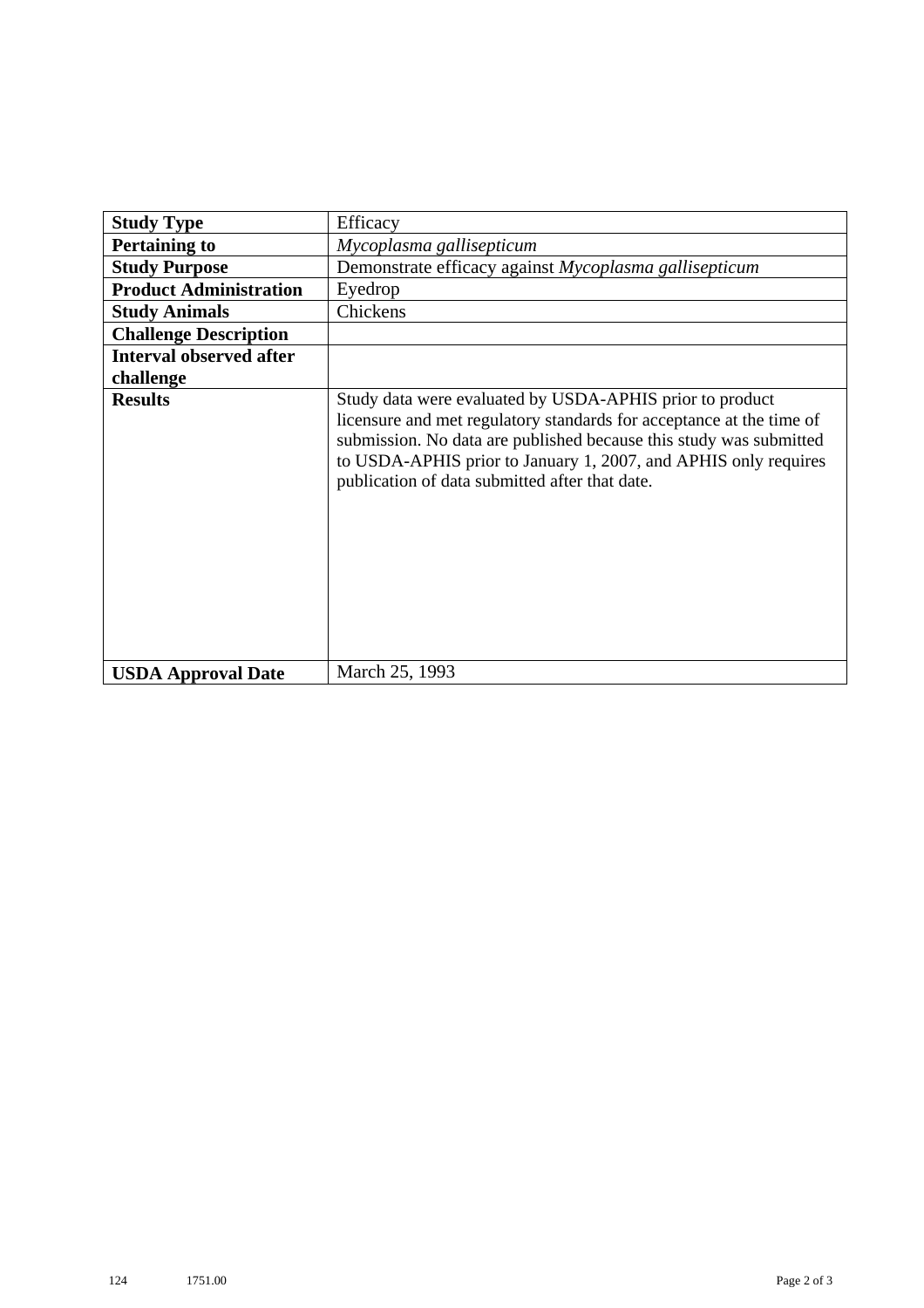| Study Type | Efficacy |
|---|---|
| **Pertaining to** | *Mycoplasma gallisepticum* |
| **Study Purpose** | Demonstrate efficacy against *Mycoplasma gallisepticum* |
| **Product Administration** | Eyedrop |
| **Study Animals** | Chickens |
| **Challenge Description** | |
| **Interval observed after challenge** | |
| **Results** | Study data were evaluated by USDA-APHIS prior to product licensure and met regulatory standards for acceptance at the time of submission. No data are published because this study was submitted to USDA-APHIS prior to January 1, 2007, and APHIS only requires publication of data submitted after that date. |
| **USDA Approval Date** | March 25, 1993 |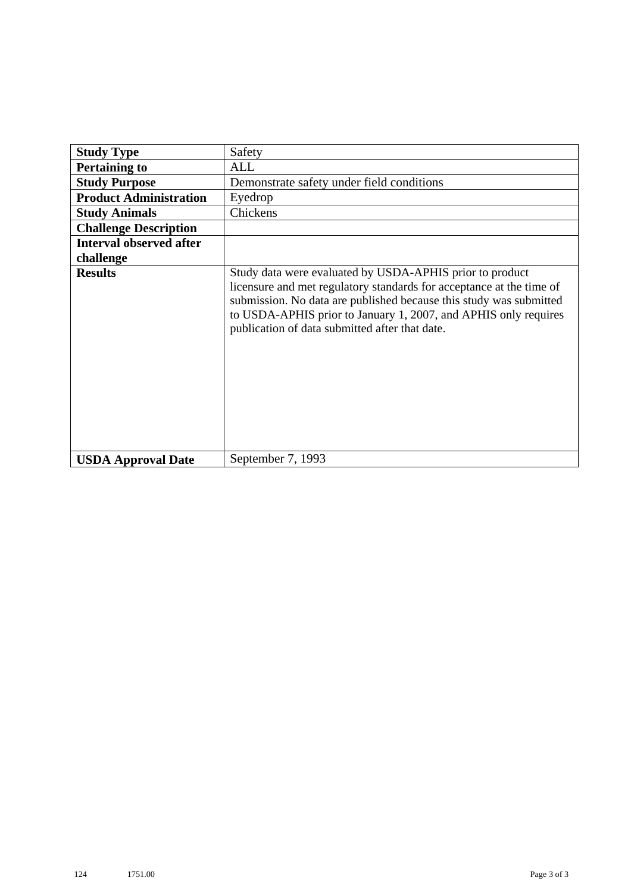| | |
|---|---|
| **Study Type** | Safety |
| **Pertaining to** | ALL |
| **Study Purpose** | Demonstrate safety under field conditions |
| **Product Administration** | Eyedrop |
| **Study Animals** | Chickens |
| **Challenge Description** | |
| **Interval observed after challenge** | |
| **Results** | Study data were evaluated by USDA-APHIS prior to product licensure and met regulatory standards for acceptance at the time of submission. No data are published because this study was submitted to USDA-APHIS prior to January 1, 2007, and APHIS only requires publication of data submitted after that date. |
| **USDA Approval Date** | September 7, 1993 |

124 1751.00